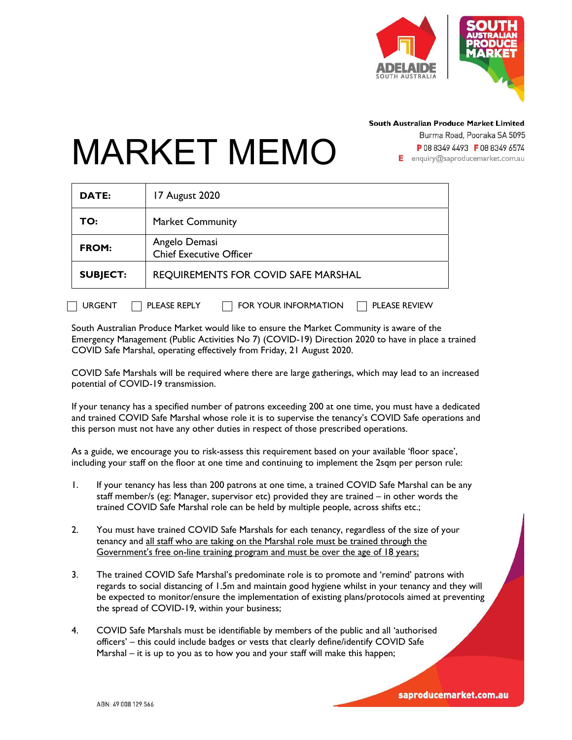South Australian Produce Market Limited
Burma Road, Pooraka SA 5095
P 08 8349 4493 F 08 8349 6574
E enquiry@saproducemarket.com.au

# MARKET MEMO

| | |
|---|---|
| **DATE:** | 17 August 2020 |
| **TO:** | Market Community |
| **FROM:** | Angelo Demasi<br>Chief Executive Officer |
| **SUBJECT:** | REQUIREMENTS FOR COVID SAFE MARSHAL |

☐ URGENT ☐ PLEASE REPLY ☐ FOR YOUR INFORMATION ☐ PLEASE REVIEW

South Australian Produce Market would like to ensure the Market Community is aware of the Emergency Management (Public Activities No 7) (COVID-19) Direction 2020 to have in place a trained COVID Safe Marshal, operating effectively from Friday, 21 August 2020.

COVID Safe Marshals will be required where there are large gatherings, which may lead to an increased potential of COVID-19 transmission.

If your tenancy has a specified number of patrons exceeding 200 at one time, you must have a dedicated and trained COVID Safe Marshal whose role it is to supervise the tenancy's COVID Safe operations and this person must not have any other duties in respect of those prescribed operations.

As a guide, we encourage you to risk-assess this requirement based on your available 'floor space', including your staff on the floor at one time and continuing to implement the 2sqm per person rule:

1. If your tenancy has less than 200 patrons at one time, a trained COVID Safe Marshal can be any staff member/s (eg: Manager, supervisor etc) provided they are trained – in other words the trained COVID Safe Marshal role can be held by multiple people, across shifts etc.;

2. You must have trained COVID Safe Marshals for each tenancy, regardless of the size of your tenancy and all staff who are taking on the Marshal role must be trained through the Government's free on-line training program and must be over the age of 18 years;

3. The trained COVID Safe Marshal's predominate role is to promote and 'remind' patrons with regards to social distancing of 1.5m and maintain good hygiene whilst in your tenancy and they will be expected to monitor/ensure the implementation of existing plans/protocols aimed at preventing the spread of COVID-19, within your business;

4. COVID Safe Marshals must be identifiable by members of the public and all 'authorised officers' – this could include badges or vests that clearly define/identify COVID Safe Marshal – it is up to you as to how you and your staff will make this happen;

ABN: 49 008 129 566

saproducemarket.com.au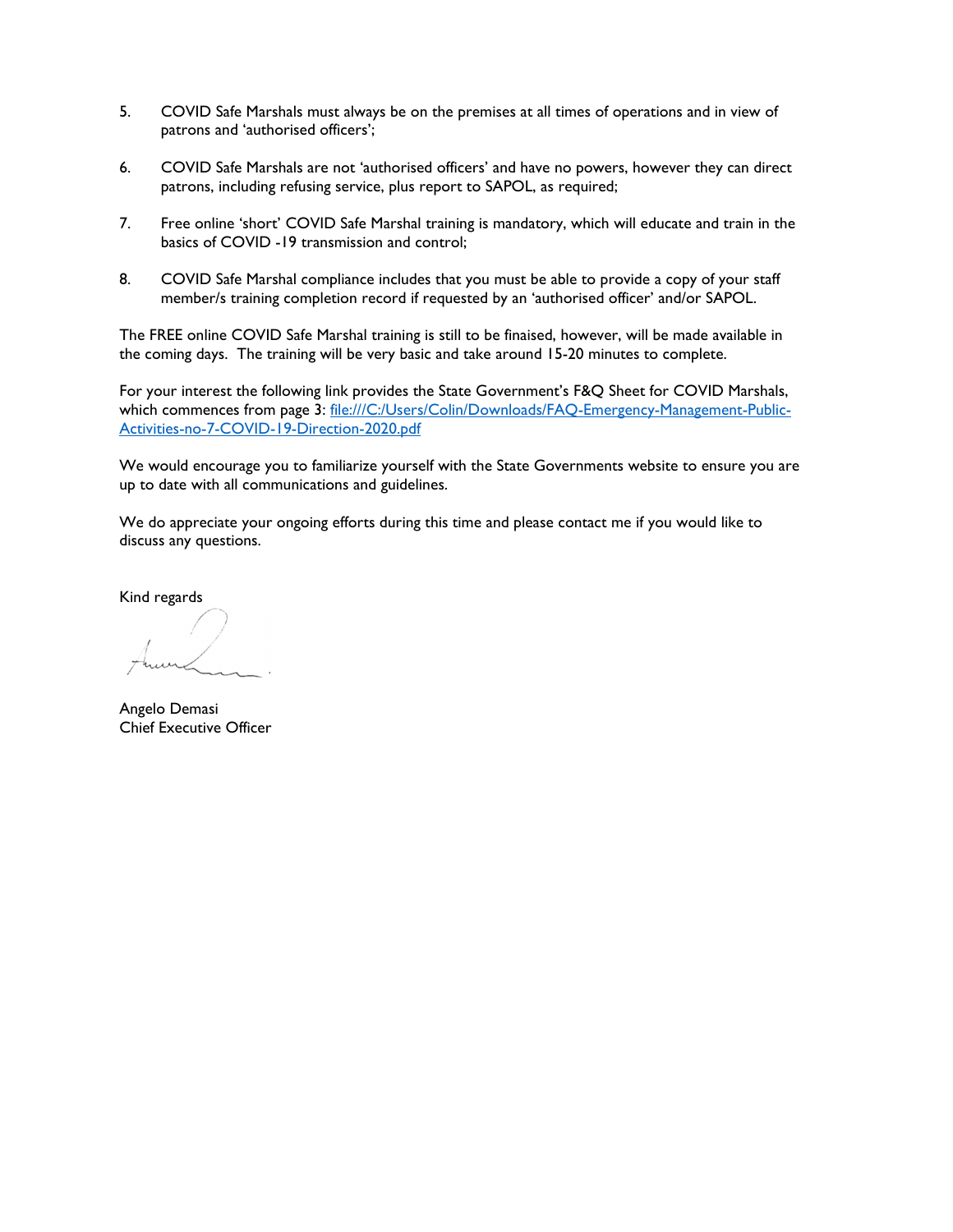5. COVID Safe Marshals must always be on the premises at all times of operations and in view of patrons and 'authorised officers';

6. COVID Safe Marshals are not 'authorised officers' and have no powers, however they can direct patrons, including refusing service, plus report to SAPOL, as required;

7. Free online 'short' COVID Safe Marshal training is mandatory, which will educate and train in the basics of COVID -19 transmission and control;

8. COVID Safe Marshal compliance includes that you must be able to provide a copy of your staff member/s training completion record if requested by an 'authorised officer' and/or SAPOL.

The FREE online COVID Safe Marshal training is still to be finaised, however, will be made available in the coming days. The training will be very basic and take around 15-20 minutes to complete.

For your interest the following link provides the State Government's F&Q Sheet for COVID Marshals, which commences from page 3: [file:///C:/Users/Colin/Downloads/FAQ-Emergency-Management-Public-Activities-no-7-COVID-19-Direction-2020.pdf](file:///C:/Users/Colin/Downloads/FAQ-Emergency-Management-Public-Activities-no-7-COVID-19-Direction-2020.pdf)

We would encourage you to familiarize yourself with the State Governments website to ensure you are up to date with all communications and guidelines.

We do appreciate your ongoing efforts during this time and please contact me if you would like to discuss any questions.

Kind regards

Angelo Demasi
Chief Executive Officer